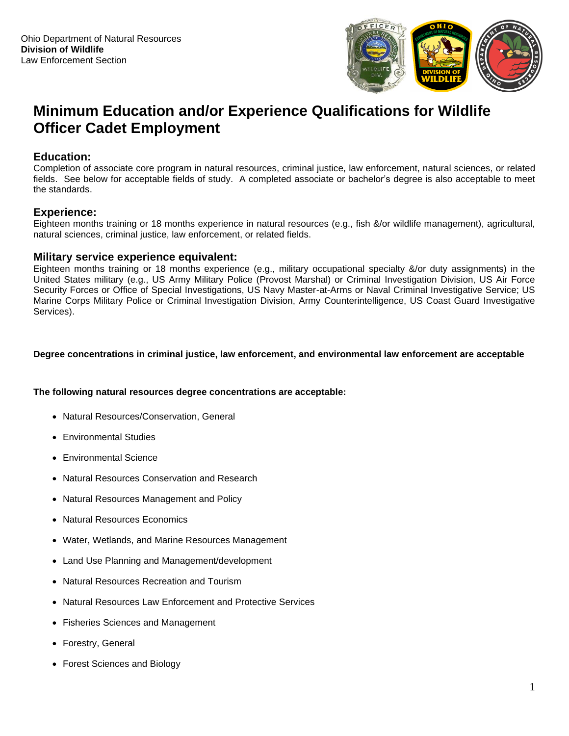Ohio Department of Natural Resources
**Division of Wildlife**
Law Enforcement Section

# Minimum Education and/or Experience Qualifications for Wildlife Officer Cadet Employment

## Education:

Completion of associate core program in natural resources, criminal justice, law enforcement, natural sciences, or related fields. See below for acceptable fields of study. A completed associate or bachelor's degree is also acceptable to meet the standards.

## Experience:

Eighteen months training or 18 months experience in natural resources (e.g., fish &/or wildlife management), agricultural, natural sciences, criminal justice, law enforcement, or related fields.

## Military service experience equivalent:

Eighteen months training or 18 months experience (e.g., military occupational specialty &/or duty assignments) in the United States military (e.g., US Army Military Police (Provost Marshal) or Criminal Investigation Division, US Air Force Security Forces or Office of Special Investigations, US Navy Master-at-Arms or Naval Criminal Investigative Service; US Marine Corps Military Police or Criminal Investigation Division, Army Counterintelligence, US Coast Guard Investigative Services).

**Degree concentrations in criminal justice, law enforcement, and environmental law enforcement are acceptable**

**The following natural resources degree concentrations are acceptable:**

- Natural Resources/Conservation, General
- Environmental Studies
- Environmental Science
- Natural Resources Conservation and Research
- Natural Resources Management and Policy
- Natural Resources Economics
- Water, Wetlands, and Marine Resources Management
- Land Use Planning and Management/development
- Natural Resources Recreation and Tourism
- Natural Resources Law Enforcement and Protective Services
- Fisheries Sciences and Management
- Forestry, General
- Forest Sciences and Biology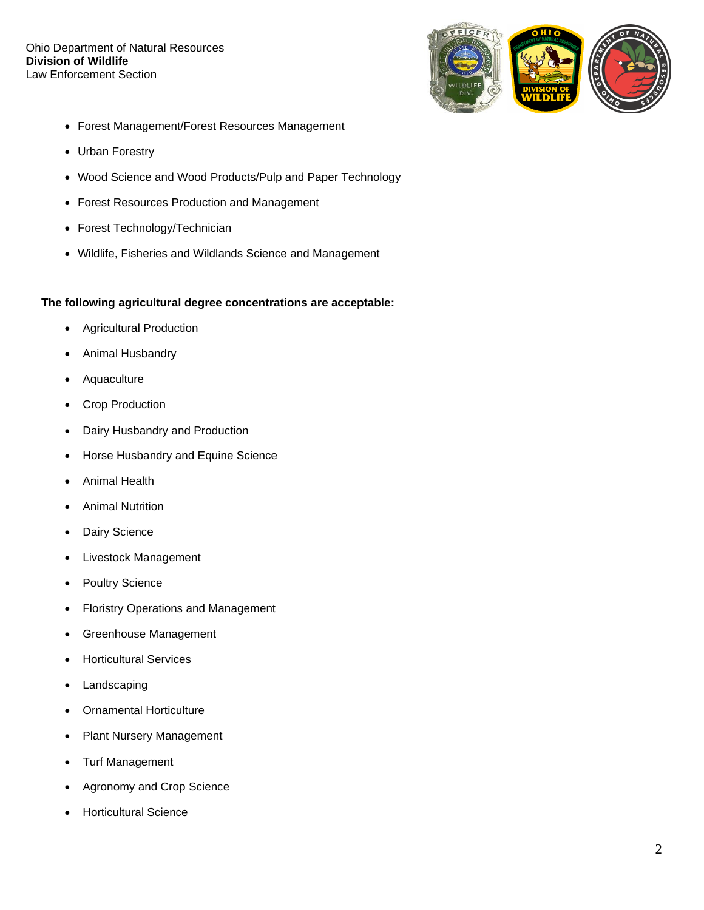- Forest Management/Forest Resources Management
- Urban Forestry
- Wood Science and Wood Products/Pulp and Paper Technology
- Forest Resources Production and Management
- Forest Technology/Technician
- Wildlife, Fisheries and Wildlands Science and Management

**The following agricultural degree concentrations are acceptable:**

- Agricultural Production
- Animal Husbandry
- Aquaculture
- Crop Production
- Dairy Husbandry and Production
- Horse Husbandry and Equine Science
- Animal Health
- Animal Nutrition
- Dairy Science
- Livestock Management
- Poultry Science
- Floristry Operations and Management
- Greenhouse Management
- Horticultural Services
- Landscaping
- Ornamental Horticulture
- Plant Nursery Management
- Turf Management
- Agronomy and Crop Science
- Horticultural Science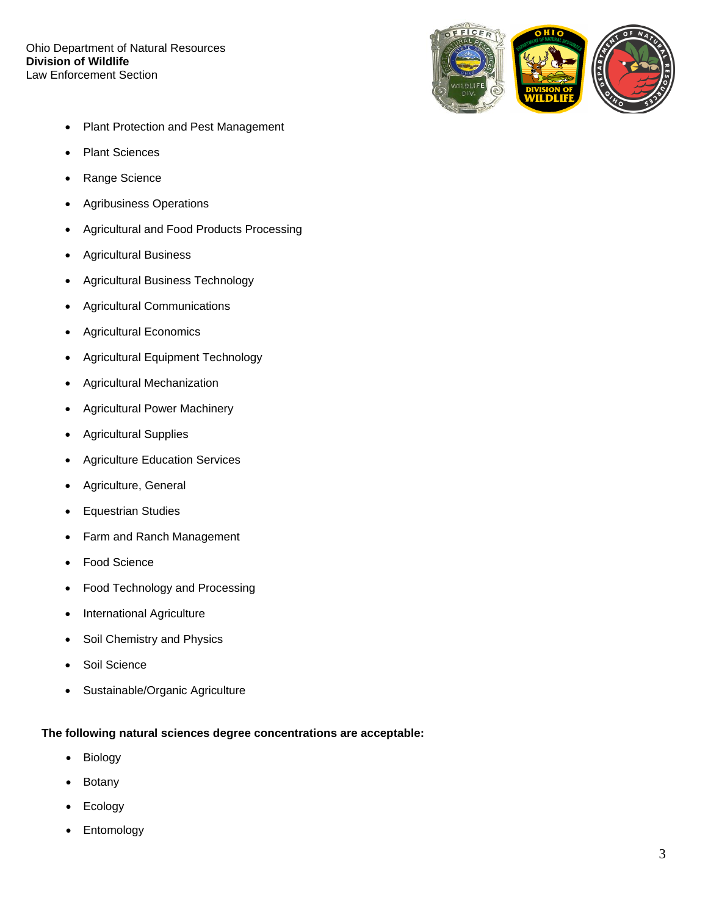- Plant Protection and Pest Management
- Plant Sciences
- Range Science
- Agribusiness Operations
- Agricultural and Food Products Processing
- Agricultural Business
- Agricultural Business Technology
- Agricultural Communications
- Agricultural Economics
- Agricultural Equipment Technology
- Agricultural Mechanization
- Agricultural Power Machinery
- Agricultural Supplies
- Agriculture Education Services
- Agriculture, General
- Equestrian Studies
- Farm and Ranch Management
- Food Science
- Food Technology and Processing
- International Agriculture
- Soil Chemistry and Physics
- Soil Science
- Sustainable/Organic Agriculture

**The following natural sciences degree concentrations are acceptable:**

- Biology
- Botany
- Ecology
- Entomology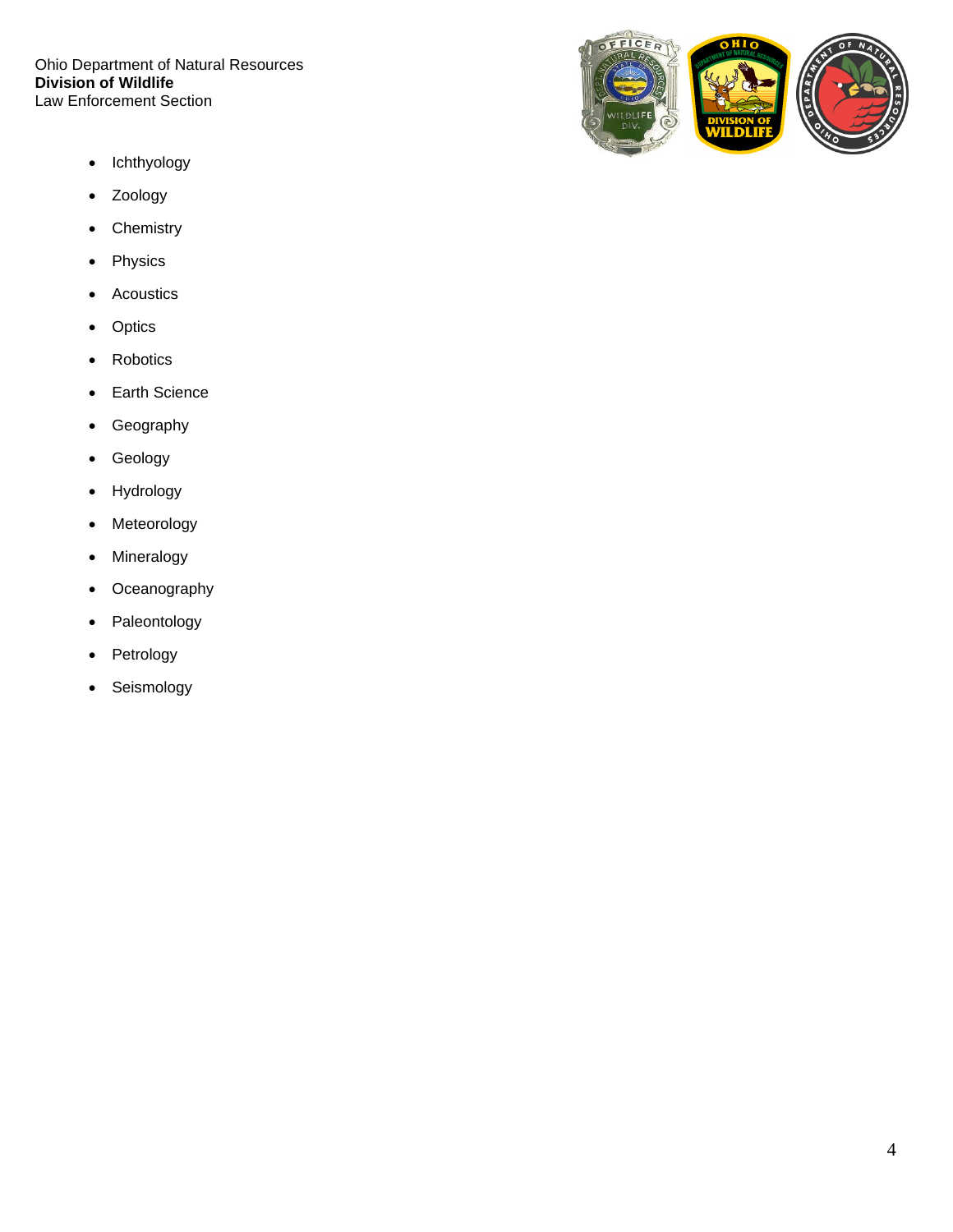Ohio Department of Natural Resources
**Division of Wildlife**
Law Enforcement Section

- Ichthyology
- Zoology
- Chemistry
- Physics
- Acoustics
- Optics
- Robotics
- Earth Science
- Geography
- Geology
- Hydrology
- Meteorology
- Mineralogy
- Oceanography
- Paleontology
- Petrology
- Seismology